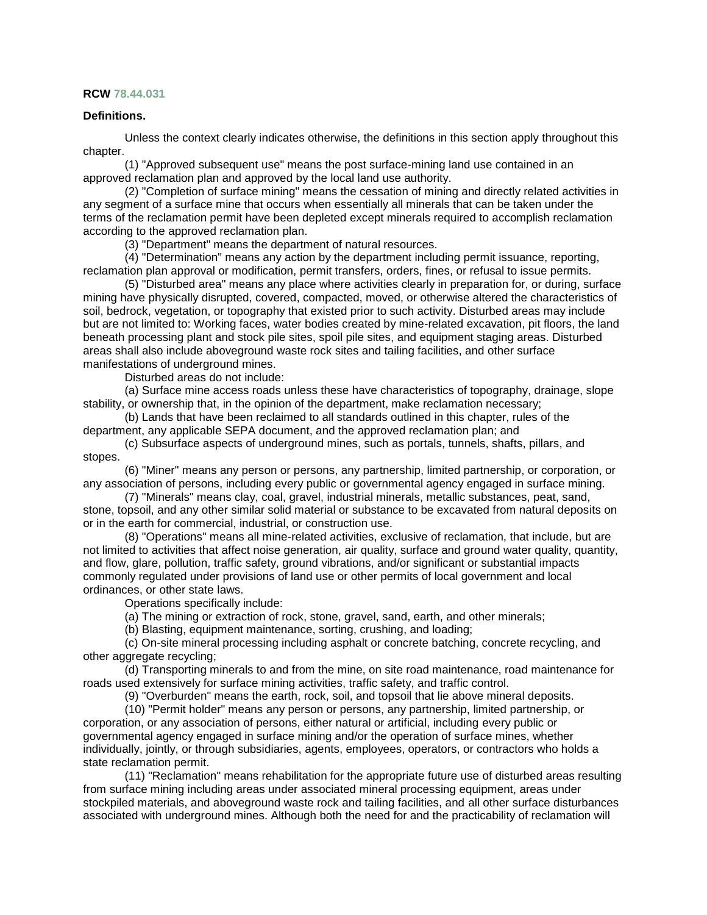**RCW 78.44.031**

**Definitions.**

Unless the context clearly indicates otherwise, the definitions in this section apply throughout this chapter.

(1) "Approved subsequent use" means the post surface-mining land use contained in an approved reclamation plan and approved by the local land use authority.

(2) "Completion of surface mining" means the cessation of mining and directly related activities in any segment of a surface mine that occurs when essentially all minerals that can be taken under the terms of the reclamation permit have been depleted except minerals required to accomplish reclamation according to the approved reclamation plan.

(3) "Department" means the department of natural resources.

(4) "Determination" means any action by the department including permit issuance, reporting, reclamation plan approval or modification, permit transfers, orders, fines, or refusal to issue permits.

(5) "Disturbed area" means any place where activities clearly in preparation for, or during, surface mining have physically disrupted, covered, compacted, moved, or otherwise altered the characteristics of soil, bedrock, vegetation, or topography that existed prior to such activity. Disturbed areas may include but are not limited to: Working faces, water bodies created by mine-related excavation, pit floors, the land beneath processing plant and stock pile sites, spoil pile sites, and equipment staging areas. Disturbed areas shall also include aboveground waste rock sites and tailing facilities, and other surface manifestations of underground mines.

Disturbed areas do not include:

(a) Surface mine access roads unless these have characteristics of topography, drainage, slope stability, or ownership that, in the opinion of the department, make reclamation necessary;

(b) Lands that have been reclaimed to all standards outlined in this chapter, rules of the department, any applicable SEPA document, and the approved reclamation plan; and

(c) Subsurface aspects of underground mines, such as portals, tunnels, shafts, pillars, and stopes.

(6) "Miner" means any person or persons, any partnership, limited partnership, or corporation, or any association of persons, including every public or governmental agency engaged in surface mining.

(7) "Minerals" means clay, coal, gravel, industrial minerals, metallic substances, peat, sand, stone, topsoil, and any other similar solid material or substance to be excavated from natural deposits on or in the earth for commercial, industrial, or construction use.

(8) "Operations" means all mine-related activities, exclusive of reclamation, that include, but are not limited to activities that affect noise generation, air quality, surface and ground water quality, quantity, and flow, glare, pollution, traffic safety, ground vibrations, and/or significant or substantial impacts commonly regulated under provisions of land use or other permits of local government and local ordinances, or other state laws.

Operations specifically include:

(a) The mining or extraction of rock, stone, gravel, sand, earth, and other minerals;

(b) Blasting, equipment maintenance, sorting, crushing, and loading;

(c) On-site mineral processing including asphalt or concrete batching, concrete recycling, and other aggregate recycling;

(d) Transporting minerals to and from the mine, on site road maintenance, road maintenance for roads used extensively for surface mining activities, traffic safety, and traffic control.

(9) "Overburden" means the earth, rock, soil, and topsoil that lie above mineral deposits.

(10) "Permit holder" means any person or persons, any partnership, limited partnership, or corporation, or any association of persons, either natural or artificial, including every public or governmental agency engaged in surface mining and/or the operation of surface mines, whether individually, jointly, or through subsidiaries, agents, employees, operators, or contractors who holds a state reclamation permit.

(11) "Reclamation" means rehabilitation for the appropriate future use of disturbed areas resulting from surface mining including areas under associated mineral processing equipment, areas under stockpiled materials, and aboveground waste rock and tailing facilities, and all other surface disturbances associated with underground mines. Although both the need for and the practicability of reclamation will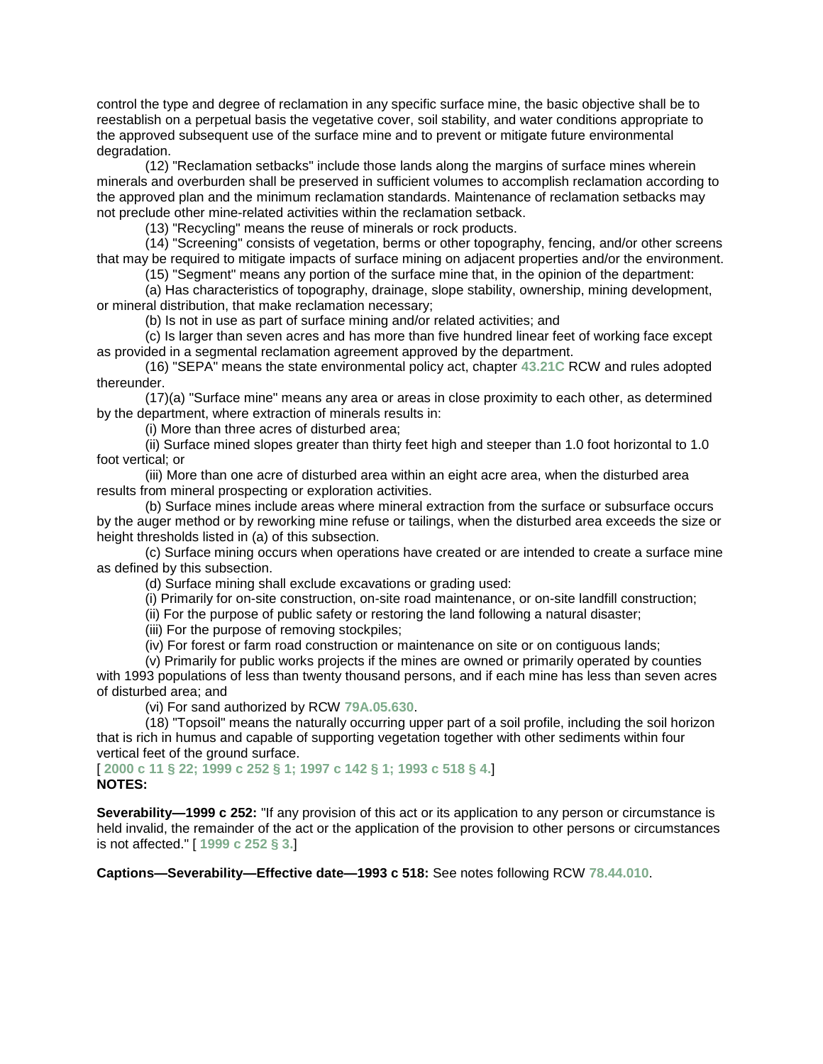control the type and degree of reclamation in any specific surface mine, the basic objective shall be to reestablish on a perpetual basis the vegetative cover, soil stability, and water conditions appropriate to the approved subsequent use of the surface mine and to prevent or mitigate future environmental degradation.

(12) "Reclamation setbacks" include those lands along the margins of surface mines wherein minerals and overburden shall be preserved in sufficient volumes to accomplish reclamation according to the approved plan and the minimum reclamation standards. Maintenance of reclamation setbacks may not preclude other mine-related activities within the reclamation setback.

(13) "Recycling" means the reuse of minerals or rock products.

(14) "Screening" consists of vegetation, berms or other topography, fencing, and/or other screens that may be required to mitigate impacts of surface mining on adjacent properties and/or the environment.

(15) "Segment" means any portion of the surface mine that, in the opinion of the department:

(a) Has characteristics of topography, drainage, slope stability, ownership, mining development, or mineral distribution, that make reclamation necessary;

(b) Is not in use as part of surface mining and/or related activities; and

(c) Is larger than seven acres and has more than five hundred linear feet of working face except as provided in a segmental reclamation agreement approved by the department.

(16) "SEPA" means the state environmental policy act, chapter 43.21C RCW and rules adopted thereunder.

(17)(a) "Surface mine" means any area or areas in close proximity to each other, as determined by the department, where extraction of minerals results in:

(i) More than three acres of disturbed area;

(ii) Surface mined slopes greater than thirty feet high and steeper than 1.0 foot horizontal to 1.0 foot vertical; or

(iii) More than one acre of disturbed area within an eight acre area, when the disturbed area results from mineral prospecting or exploration activities.

(b) Surface mines include areas where mineral extraction from the surface or subsurface occurs by the auger method or by reworking mine refuse or tailings, when the disturbed area exceeds the size or height thresholds listed in (a) of this subsection.

(c) Surface mining occurs when operations have created or are intended to create a surface mine as defined by this subsection.

(d) Surface mining shall exclude excavations or grading used:

(i) Primarily for on-site construction, on-site road maintenance, or on-site landfill construction;

(ii) For the purpose of public safety or restoring the land following a natural disaster;

(iii) For the purpose of removing stockpiles;

(iv) For forest or farm road construction or maintenance on site or on contiguous lands;

(v) Primarily for public works projects if the mines are owned or primarily operated by counties with 1993 populations of less than twenty thousand persons, and if each mine has less than seven acres of disturbed area; and

(vi) For sand authorized by RCW 79A.05.630.

(18) "Topsoil" means the naturally occurring upper part of a soil profile, including the soil horizon that is rich in humus and capable of supporting vegetation together with other sediments within four vertical feet of the ground surface.

[ 2000 c 11 § 22; 1999 c 252 § 1; 1997 c 142 § 1; 1993 c 518 § 4.]

**NOTES:**

**Severability—1999 c 252:** "If any provision of this act or its application to any person or circumstance is held invalid, the remainder of the act or the application of the provision to other persons or circumstances is not affected." [ 1999 c 252 § 3.]

**Captions—Severability—Effective date—1993 c 518:** See notes following RCW 78.44.010.